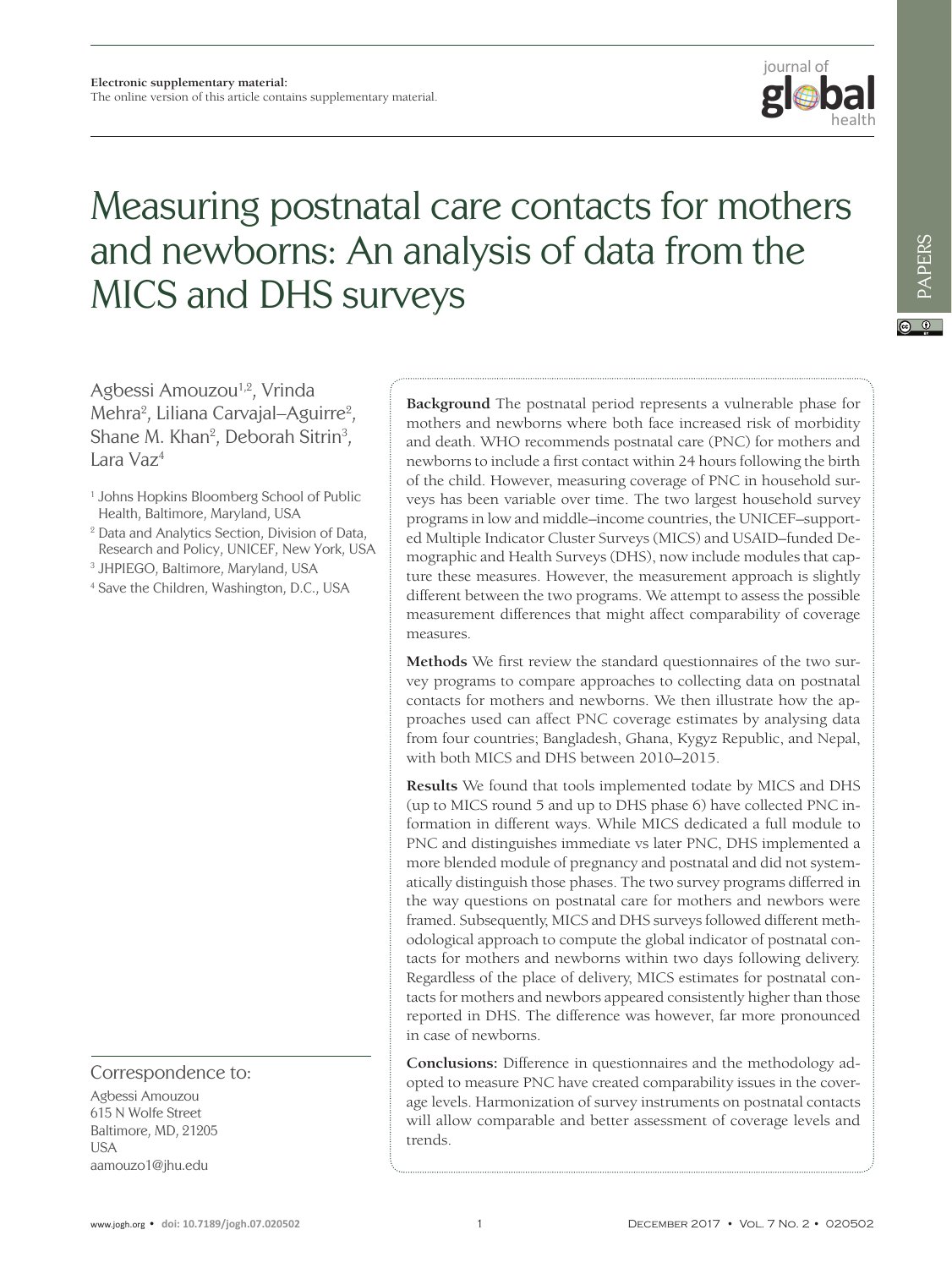**Electronic supplementary material:**
The online version of this article contains supplementary material.

# Measuring postnatal care contacts for mothers and newborns: An analysis of data from the MICS and DHS surveys

Agbessi Amouzou[1,2], Vrinda Mehra[2], Liliana Carvajal–Aguirre[2], Shane M. Khan[2], Deborah Sitrin[3], Lara Vaz[4]

[1] Johns Hopkins Bloomberg School of Public Health, Baltimore, Maryland, USA

[2] Data and Analytics Section, Division of Data, Research and Policy, UNICEF, New York, USA

[3] JHPIEGO, Baltimore, Maryland, USA

[4] Save the Children, Washington, D.C., USA

**Background** The postnatal period represents a vulnerable phase for mothers and newborns where both face increased risk of morbidity and death. WHO recommends postnatal care (PNC) for mothers and newborns to include a first contact within 24 hours following the birth of the child. However, measuring coverage of PNC in household surveys has been variable over time. The two largest household survey programs in low and middle–income countries, the UNICEF–supported Multiple Indicator Cluster Surveys (MICS) and USAID–funded Demographic and Health Surveys (DHS), now include modules that capture these measures. However, the measurement approach is slightly different between the two programs. We attempt to assess the possible measurement differences that might affect comparability of coverage measures.

**Methods** We first review the standard questionnaires of the two survey programs to compare approaches to collecting data on postnatal contacts for mothers and newborns. We then illustrate how the approaches used can affect PNC coverage estimates by analysing data from four countries; Bangladesh, Ghana, Kygyz Republic, and Nepal, with both MICS and DHS between 2010–2015.

**Results** We found that tools implemented todate by MICS and DHS (up to MICS round 5 and up to DHS phase 6) have collected PNC information in different ways. While MICS dedicated a full module to PNC and distinguishes immediate vs later PNC, DHS implemented a more blended module of pregnancy and postnatal and did not systematically distinguish those phases. The two survey programs differed in the way questions on postnatal care for mothers and newbors were framed. Subsequently, MICS and DHS surveys followed different methodological approach to compute the global indicator of postnatal contacts for mothers and newborns within two days following delivery. Regardless of the place of delivery, MICS estimates for postnatal contacts for mothers and newbors appeared consistently higher than those reported in DHS. The difference was however, far more pronounced in case of newborns.

**Conclusions:** Difference in questionnaires and the methodology adopted to measure PNC have created comparability issues in the coverage levels. Harmonization of survey instruments on postnatal contacts will allow comparable and better assessment of coverage levels and trends.

Correspondence to:

Agbessi Amouzou
615 N Wolfe Street
Baltimore, MD, 21205
USA
aamouzo1@jhu.edu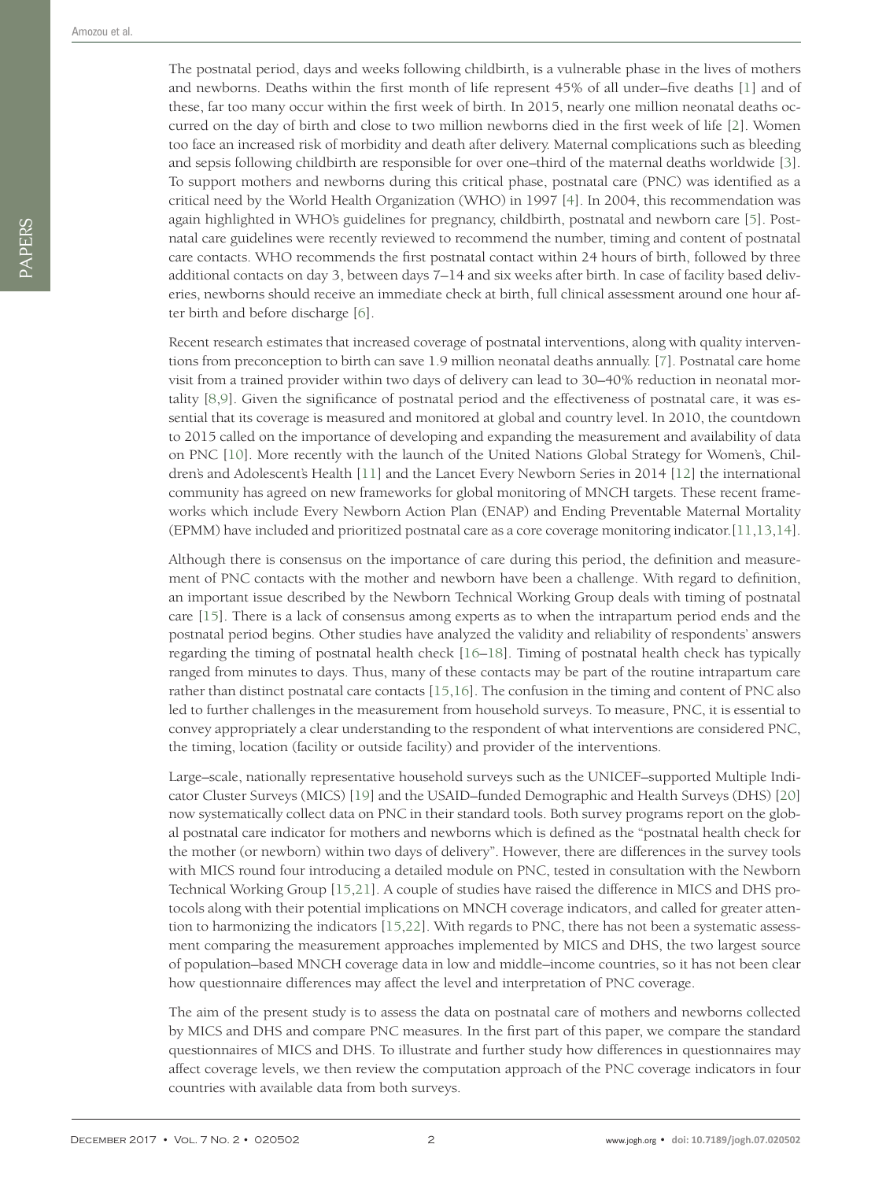The postnatal period, days and weeks following childbirth, is a vulnerable phase in the lives of mothers and newborns. Deaths within the first month of life represent 45% of all under–five deaths [1] and of these, far too many occur within the first week of birth. In 2015, nearly one million neonatal deaths occurred on the day of birth and close to two million newborns died in the first week of life [2]. Women too face an increased risk of morbidity and death after delivery. Maternal complications such as bleeding and sepsis following childbirth are responsible for over one–third of the maternal deaths worldwide [3]. To support mothers and newborns during this critical phase, postnatal care (PNC) was identified as a critical need by the World Health Organization (WHO) in 1997 [4]. In 2004, this recommendation was again highlighted in WHO's guidelines for pregnancy, childbirth, postnatal and newborn care [5]. Postnatal care guidelines were recently reviewed to recommend the number, timing and content of postnatal care contacts. WHO recommends the first postnatal contact within 24 hours of birth, followed by three additional contacts on day 3, between days 7–14 and six weeks after birth. In case of facility based deliveries, newborns should receive an immediate check at birth, full clinical assessment around one hour after birth and before discharge [6].

Recent research estimates that increased coverage of postnatal interventions, along with quality interventions from preconception to birth can save 1.9 million neonatal deaths annually. [7]. Postnatal care home visit from a trained provider within two days of delivery can lead to 30–40% reduction in neonatal mortality [8,9]. Given the significance of postnatal period and the effectiveness of postnatal care, it was essential that its coverage is measured and monitored at global and country level. In 2010, the countdown to 2015 called on the importance of developing and expanding the measurement and availability of data on PNC [10]. More recently with the launch of the United Nations Global Strategy for Women's, Children's and Adolescent's Health [11] and the Lancet Every Newborn Series in 2014 [12] the international community has agreed on new frameworks for global monitoring of MNCH targets. These recent frameworks which include Every Newborn Action Plan (ENAP) and Ending Preventable Maternal Mortality (EPMM) have included and prioritized postnatal care as a core coverage monitoring indicator.[11,13,14].

Although there is consensus on the importance of care during this period, the definition and measurement of PNC contacts with the mother and newborn have been a challenge. With regard to definition, an important issue described by the Newborn Technical Working Group deals with timing of postnatal care [15]. There is a lack of consensus among experts as to when the intrapartum period ends and the postnatal period begins. Other studies have analyzed the validity and reliability of respondents' answers regarding the timing of postnatal health check [16–18]. Timing of postnatal health check has typically ranged from minutes to days. Thus, many of these contacts may be part of the routine intrapartum care rather than distinct postnatal care contacts [15,16]. The confusion in the timing and content of PNC also led to further challenges in the measurement from household surveys. To measure, PNC, it is essential to convey appropriately a clear understanding to the respondent of what interventions are considered PNC, the timing, location (facility or outside facility) and provider of the interventions.

Large–scale, nationally representative household surveys such as the UNICEF–supported Multiple Indicator Cluster Surveys (MICS) [19] and the USAID–funded Demographic and Health Surveys (DHS) [20] now systematically collect data on PNC in their standard tools. Both survey programs report on the global postnatal care indicator for mothers and newborns which is defined as the "postnatal health check for the mother (or newborn) within two days of delivery". However, there are differences in the survey tools with MICS round four introducing a detailed module on PNC, tested in consultation with the Newborn Technical Working Group [15,21]. A couple of studies have raised the difference in MICS and DHS protocols along with their potential implications on MNCH coverage indicators, and called for greater attention to harmonizing the indicators [15,22]. With regards to PNC, there has not been a systematic assessment comparing the measurement approaches implemented by MICS and DHS, the two largest source of population–based MNCH coverage data in low and middle–income countries, so it has not been clear how questionnaire differences may affect the level and interpretation of PNC coverage.

The aim of the present study is to assess the data on postnatal care of mothers and newborns collected by MICS and DHS and compare PNC measures. In the first part of this paper, we compare the standard questionnaires of MICS and DHS. To illustrate and further study how differences in questionnaires may affect coverage levels, we then review the computation approach of the PNC coverage indicators in four countries with available data from both surveys.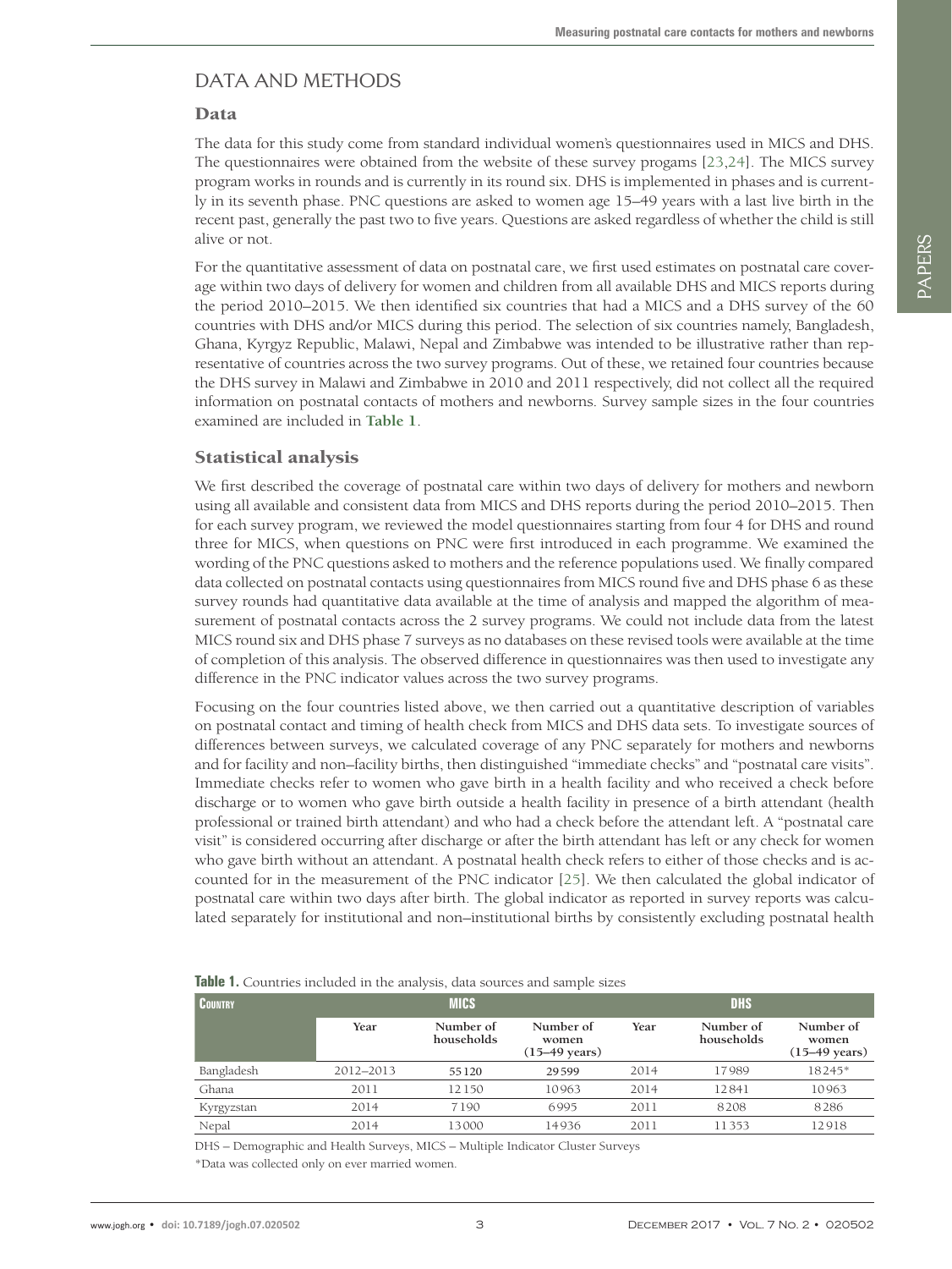## DATA AND METHODS

### Data

The data for this study come from standard individual women's questionnaires used in MICS and DHS. The questionnaires were obtained from the website of these survey progams [23,24]. The MICS survey program works in rounds and is currently in its round six. DHS is implemented in phases and is currently in its seventh phase. PNC questions are asked to women age 15–49 years with a last live birth in the recent past, generally the past two to five years. Questions are asked regardless of whether the child is still alive or not.

For the quantitative assessment of data on postnatal care, we first used estimates on postnatal care coverage within two days of delivery for women and children from all available DHS and MICS reports during the period 2010–2015. We then identified six countries that had a MICS and a DHS survey of the 60 countries with DHS and/or MICS during this period. The selection of six countries namely, Bangladesh, Ghana, Kyrgyz Republic, Malawi, Nepal and Zimbabwe was intended to be illustrative rather than representative of countries across the two survey programs. Out of these, we retained four countries because the DHS survey in Malawi and Zimbabwe in 2010 and 2011 respectively, did not collect all the required information on postnatal contacts of mothers and newborns. Survey sample sizes in the four countries examined are included in **Table 1**.

### Statistical analysis

We first described the coverage of postnatal care within two days of delivery for mothers and newborn using all available and consistent data from MICS and DHS reports during the period 2010–2015. Then for each survey program, we reviewed the model questionnaires starting from four 4 for DHS and round three for MICS, when questions on PNC were first introduced in each programme. We examined the wording of the PNC questions asked to mothers and the reference populations used. We finally compared data collected on postnatal contacts using questionnaires from MICS round five and DHS phase 6 as these survey rounds had quantitative data available at the time of analysis and mapped the algorithm of measurement of postnatal contacts across the 2 survey programs. We could not include data from the latest MICS round six and DHS phase 7 surveys as no databases on these revised tools were available at the time of completion of this analysis. The observed difference in questionnaires was then used to investigate any difference in the PNC indicator values across the two survey programs.

Focusing on the four countries listed above, we then carried out a quantitative description of variables on postnatal contact and timing of health check from MICS and DHS data sets. To investigate sources of differences between surveys, we calculated coverage of any PNC separately for mothers and newborns and for facility and non–facility births, then distinguished "immediate checks" and "postnatal care visits". Immediate checks refer to women who gave birth in a health facility and who received a check before discharge or to women who gave birth outside a health facility in presence of a birth attendant (health professional or trained birth attendant) and who had a check before the attendant left. A "postnatal care visit" is considered occurring after discharge or after the birth attendant has left or any check for women who gave birth without an attendant. A postnatal health check refers to either of those checks and is accounted for in the measurement of the PNC indicator [25]. We then calculated the global indicator of postnatal care within two days after birth. The global indicator as reported in survey reports was calculated separately for institutional and non–institutional births by consistently excluding postnatal health

**Table 1.** Countries included in the analysis, data sources and sample sizes

| Country | MICS | | | DHS | | |
|---|---|---|---|---|---|---|
| | Year | Number of households | Number of women (15–49 years) | Year | Number of households | Number of women (15–49 years) |
| Bangladesh | 2012–2013 | 55120 | 29599 | 2014 | 17989 | 18245* |
| Ghana | 2011 | 12150 | 10963 | 2014 | 12841 | 10963 |
| Kyrgyzstan | 2014 | 7190 | 6995 | 2011 | 8208 | 8286 |
| Nepal | 2014 | 13000 | 14936 | 2011 | 11353 | 12918 |

DHS – Demographic and Health Surveys, MICS – Multiple Indicator Cluster Surveys

*Data was collected only on ever married women.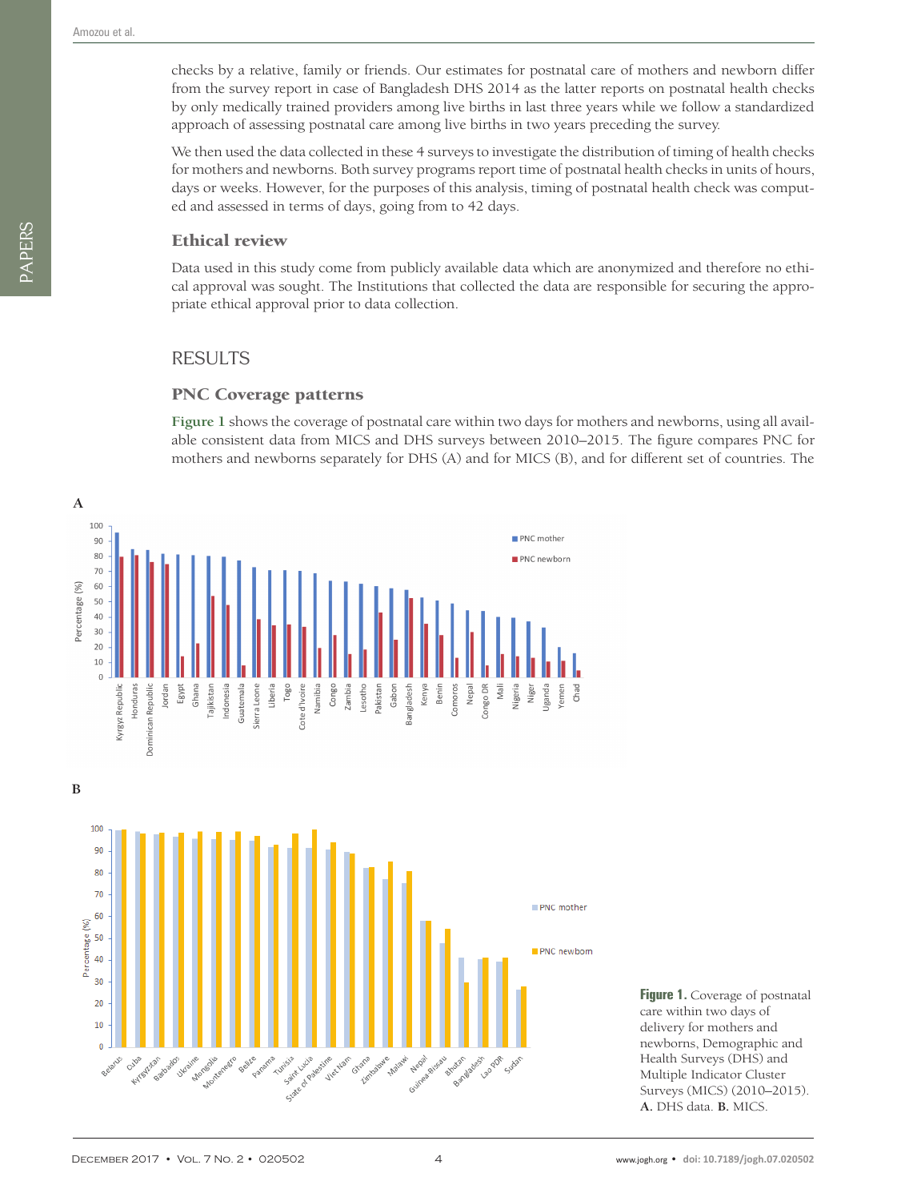checks by a relative, family or friends. Our estimates for postnatal care of mothers and newborn differ from the survey report in case of Bangladesh DHS 2014 as the latter reports on postnatal health checks by only medically trained providers among live births in last three years while we follow a standardized approach of assessing postnatal care among live births in two years preceding the survey.

We then used the data collected in these 4 surveys to investigate the distribution of timing of health checks for mothers and newborns. Both survey programs report time of postnatal health checks in units of hours, days or weeks. However, for the purposes of this analysis, timing of postnatal health check was computed and assessed in terms of days, going from to 42 days.

### Ethical review

Data used in this study come from publicly available data which are anonymized and therefore no ethical approval was sought. The Institutions that collected the data are responsible for securing the appropriate ethical approval prior to data collection.

## RESULTS

### PNC Coverage patterns

Figure 1 shows the coverage of postnatal care within two days for mothers and newborns, using all available consistent data from MICS and DHS surveys between 2010–2015. The figure compares PNC for mothers and newborns separately for DHS (A) and for MICS (B), and for different set of countries. The

**Figure 1.** Coverage of postnatal care within two days of delivery for mothers and newborns, Demographic and Health Surveys (DHS) and Multiple Indicator Cluster Surveys (MICS) (2010–2015). **A.** DHS data. **B.** MICS.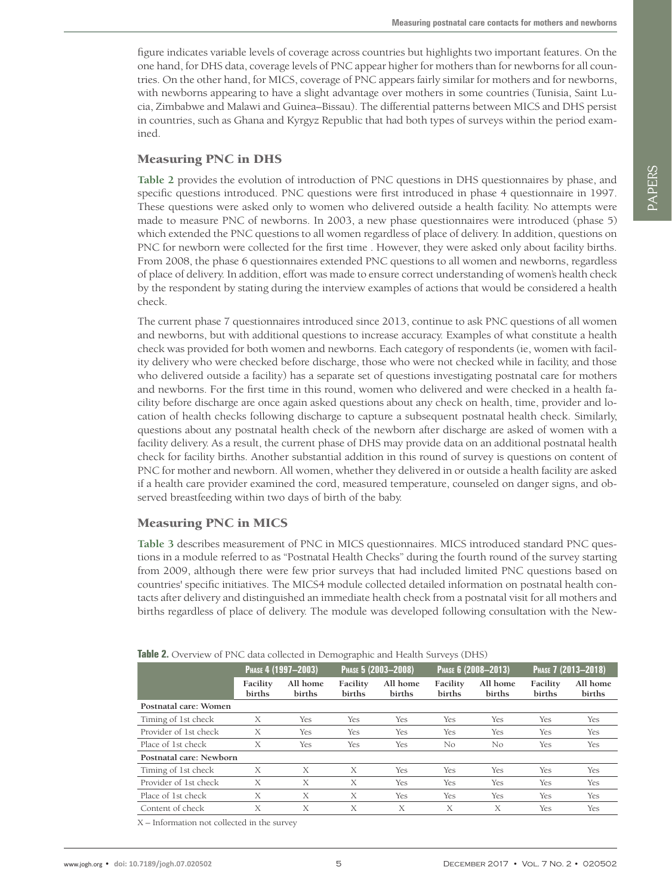figure indicates variable levels of coverage across countries but highlights two important features. On the one hand, for DHS data, coverage levels of PNC appear higher for mothers than for newborns for all countries. On the other hand, for MICS, coverage of PNC appears fairly similar for mothers and for newborns, with newborns appearing to have a slight advantage over mothers in some countries (Tunisia, Saint Lucia, Zimbabwe and Malawi and Guinea–Bissau). The differential patterns between MICS and DHS persist in countries, such as Ghana and Kyrgyz Republic that had both types of surveys within the period examined.

## Measuring PNC in DHS

**Table 2** provides the evolution of introduction of PNC questions in DHS questionnaires by phase, and specific questions introduced. PNC questions were first introduced in phase 4 questionnaire in 1997. These questions were asked only to women who delivered outside a health facility. No attempts were made to measure PNC of newborns. In 2003, a new phase questionnaires were introduced (phase 5) which extended the PNC questions to all women regardless of place of delivery. In addition, questions on PNC for newborn were collected for the first time . However, they were asked only about facility births. From 2008, the phase 6 questionnaires extended PNC questions to all women and newborns, regardless of place of delivery. In addition, effort was made to ensure correct understanding of women's health check by the respondent by stating during the interview examples of actions that would be considered a health check.

The current phase 7 questionnaires introduced since 2013, continue to ask PNC questions of all women and newborns, but with additional questions to increase accuracy. Examples of what constitute a health check was provided for both women and newborns. Each category of respondents (ie, women with facility delivery who were checked before discharge, those who were not checked while in facility, and those who delivered outside a facility) has a separate set of questions investigating postnatal care for mothers and newborns. For the first time in this round, women who delivered and were checked in a health facility before discharge are once again asked questions about any check on health, time, provider and location of health checks following discharge to capture a subsequent postnatal health check. Similarly, questions about any postnatal health check of the newborn after discharge are asked of women with a facility delivery. As a result, the current phase of DHS may provide data on an additional postnatal health check for facility births. Another substantial addition in this round of survey is questions on content of PNC for mother and newborn. All women, whether they delivered in or outside a health facility are asked if a health care provider examined the cord, measured temperature, counseled on danger signs, and observed breastfeeding within two days of birth of the baby.

## Measuring PNC in MICS

**Table 3** describes measurement of PNC in MICS questionnaires. MICS introduced standard PNC questions in a module referred to as "Postnatal Health Checks" during the fourth round of the survey starting from 2009, although there were few prior surveys that had included limited PNC questions based on countries' specific initiatives. The MICS4 module collected detailed information on postnatal health contacts after delivery and distinguished an immediate health check from a postnatal visit for all mothers and births regardless of place of delivery. The module was developed following consultation with the New-

**Table 2.** Overview of PNC data collected in Demographic and Health Surveys (DHS)

| | Phase 4 (1997–2003) | | Phase 5 (2003–2008) | | Phase 6 (2008–2013) | | Phase 7 (2013–2018) | |
|---|---|---|---|---|---|---|---|---|
| | Facility births | All home births | Facility births | All home births | Facility births | All home births | Facility births | All home births |
| **Postnatal care: Women** | | | | | | | | |
| Timing of 1st check | X | Yes | Yes | Yes | Yes | Yes | Yes | Yes |
| Provider of 1st check | X | Yes | Yes | Yes | Yes | Yes | Yes | Yes |
| Place of 1st check | X | Yes | Yes | Yes | No | No | Yes | Yes |
| **Postnatal care: Newborn** | | | | | | | | |
| Timing of 1st check | X | X | X | Yes | Yes | Yes | Yes | Yes |
| Provider of 1st check | X | X | X | Yes | Yes | Yes | Yes | Yes |
| Place of 1st check | X | X | X | Yes | Yes | Yes | Yes | Yes |
| Content of check | X | X | X | X | X | X | Yes | Yes |

X – Information not collected in the survey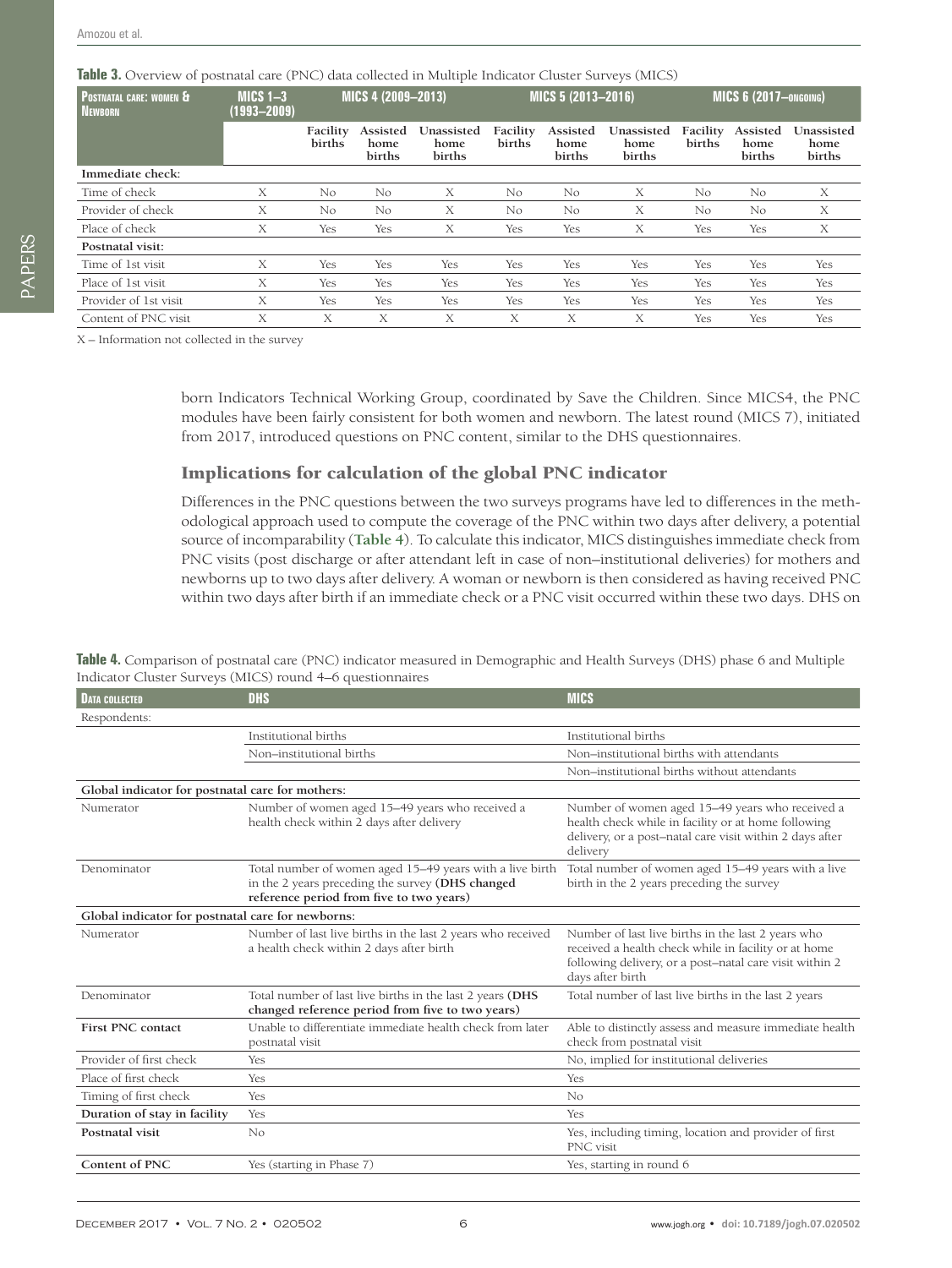**Table 3.** Overview of postnatal care (PNC) data collected in Multiple Indicator Cluster Surveys (MICS)

| Postnatal care: women & Newborn | MICS 1–3 (1993–2009) | MICS 4 (2009–2013) | | | MICS 5 (2013–2016) | | | MICS 6 (2017–ongoing) | | |
|---|---|---|---|---|---|---|---|---|---|---|
| | | Facility births | Assisted home births | Unassisted home births | Facility births | Assisted home births | Unassisted home births | Facility births | Assisted home births | Unassisted home births |
| **Immediate check:** | | | | | | | | | | |
| Time of check | X | No | No | X | No | No | X | No | No | X |
| Provider of check | X | No | No | X | No | No | X | No | No | X |
| Place of check | X | Yes | Yes | X | Yes | Yes | X | Yes | Yes | X |
| **Postnatal visit:** | | | | | | | | | | |
| Time of 1st visit | X | Yes | Yes | Yes | Yes | Yes | Yes | Yes | Yes | Yes |
| Place of 1st visit | X | Yes | Yes | Yes | Yes | Yes | Yes | Yes | Yes | Yes |
| Provider of 1st visit | X | Yes | Yes | Yes | Yes | Yes | Yes | Yes | Yes | Yes |
| Content of PNC visit | X | X | X | X | X | X | X | Yes | Yes | Yes |

X – Information not collected in the survey

born Indicators Technical Working Group, coordinated by Save the Children. Since MICS4, the PNC modules have been fairly consistent for both women and newborn. The latest round (MICS 7), initiated from 2017, introduced questions on PNC content, similar to the DHS questionnaires.

## Implications for calculation of the global PNC indicator

Differences in the PNC questions between the two surveys programs have led to differences in the methodological approach used to compute the coverage of the PNC within two days after delivery, a potential source of incomparability (**Table 4**). To calculate this indicator, MICS distinguishes immediate check from PNC visits (post discharge or after attendant left in case of non–institutional deliveries) for mothers and newborns up to two days after delivery. A woman or newborn is then considered as having received PNC within two days after birth if an immediate check or a PNC visit occurred within these two days. DHS on

**Table 4.** Comparison of postnatal care (PNC) indicator measured in Demographic and Health Surveys (DHS) phase 6 and Multiple Indicator Cluster Surveys (MICS) round 4–6 questionnaires

| Data collected | DHS | MICS |
|---|---|---|
| Respondents: | | |
| | Institutional births | Institutional births |
| | Non–institutional births | Non–institutional births with attendants |
| | | Non–institutional births without attendants |
| **Global indicator for postnatal care for mothers:** | | |
| Numerator | Number of women aged 15–49 years who received a health check within 2 days after delivery | Number of women aged 15–49 years who received a health check while in facility or at home following delivery, or a post–natal care visit within 2 days after delivery |
| Denominator | Total number of women aged 15–49 years with a live birth in the 2 years preceding the survey **(DHS changed reference period from five to two years)** | Total number of women aged 15–49 years with a live birth in the 2 years preceding the survey |
| **Global indicator for postnatal care for newborns:** | | |
| Numerator | Number of last live births in the last 2 years who received a health check within 2 days after birth | Number of last live births in the last 2 years who received a health check while in facility or at home following delivery, or a post–natal care visit within 2 days after birth |
| Denominator | Total number of last live births in the last 2 years **(DHS changed reference period from five to two years)** | Total number of last live births in the last 2 years |
| **First PNC contact** | Unable to differentiate immediate health check from later postnatal visit | Able to distinctly assess and measure immediate health check from postnatal visit |
| Provider of first check | Yes | No, implied for institutional deliveries |
| Place of first check | Yes | Yes |
| Timing of first check | Yes | No |
| **Duration of stay in facility** | Yes | Yes |
| **Postnatal visit** | No | Yes, including timing, location and provider of first PNC visit |
| **Content of PNC** | Yes (starting in Phase 7) | Yes, starting in round 6 |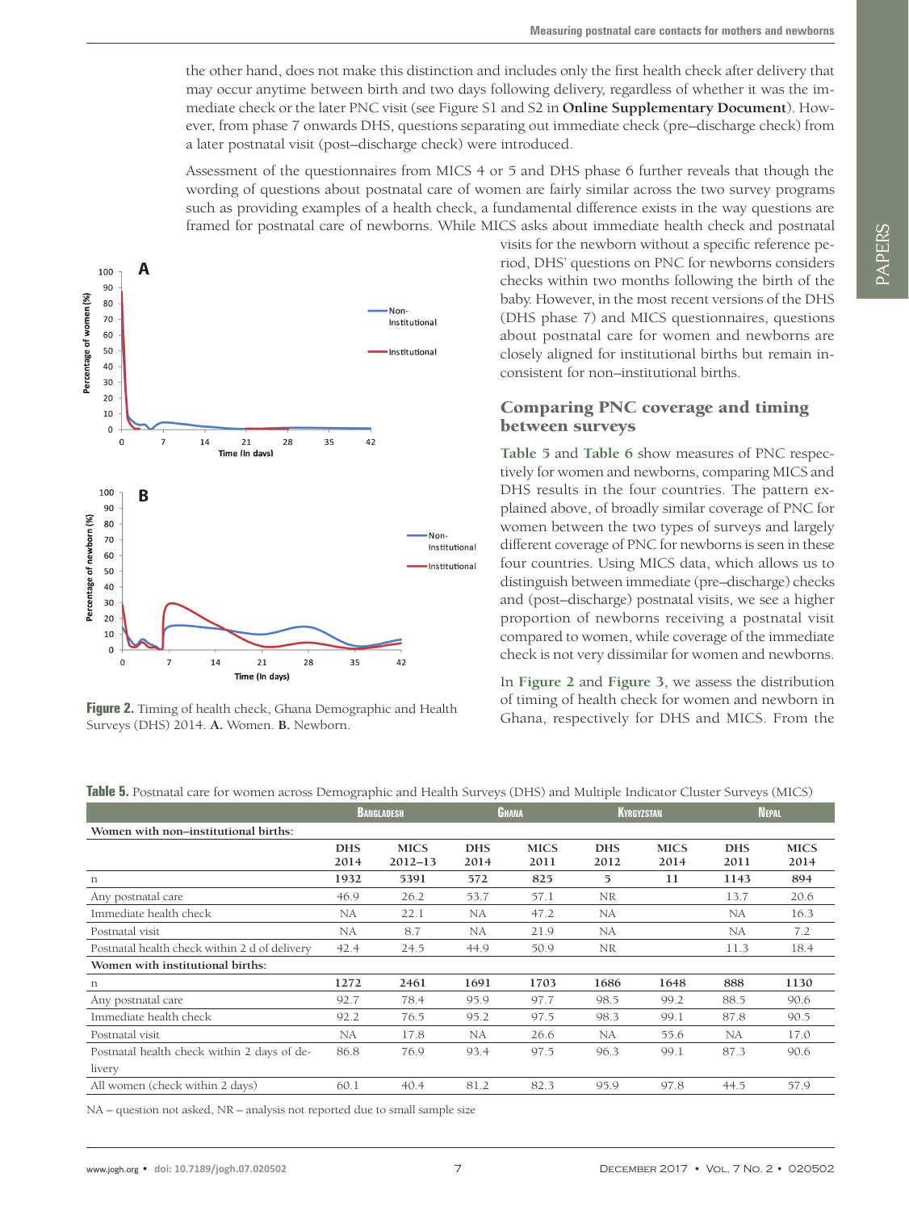the other hand, does not make this distinction and includes only the first health check after delivery that may occur anytime between birth and two days following delivery, regardless of whether it was the immediate check or the later PNC visit (see Figure S1 and S2 in **Online Supplementary Document**). However, from phase 7 onwards DHS, questions separating out immediate check (pre–discharge check) from a later postnatal visit (post–discharge check) were introduced.

Assessment of the questionnaires from MICS 4 or 5 and DHS phase 6 further reveals that though the wording of questions about postnatal care of women are fairly similar across the two survey programs such as providing examples of a health check, a fundamental difference exists in the way questions are framed for postnatal care of newborns. While MICS asks about immediate health check and postnatal visits for the newborn without a specific reference period, DHS' questions on PNC for newborns considers checks within two months following the birth of the baby. However, in the most recent versions of the DHS (DHS phase 7) and MICS questionnaires, questions about postnatal care for women and newborns are closely aligned for institutional births but remain inconsistent for non–institutional births.

**Figure 2.** Timing of health check, Ghana Demographic and Health Surveys (DHS) 2014. **A.** Women. **B.** Newborn.

## Comparing PNC coverage and timing between surveys

**Table 5** and **Table 6** show measures of PNC respectively for women and newborns, comparing MICS and DHS results in the four countries. The pattern explained above, of broadly similar coverage of PNC for women between the two types of surveys and largely different coverage of PNC for newborns is seen in these four countries. Using MICS data, which allows us to distinguish between immediate (pre–discharge) checks and (post–discharge) postnatal visits, we see a higher proportion of newborns receiving a postnatal visit compared to women, while coverage of the immediate check is not very dissimilar for women and newborns.

In **Figure 2** and **Figure 3**, we assess the distribution of timing of health check for women and newborn in Ghana, respectively for DHS and MICS. From the

**Table 5.** Postnatal care for women across Demographic and Health Surveys (DHS) and Multiple Indicator Cluster Surveys (MICS)

| | Bangladesh | | Ghana | | Kyrgyzstan | | Nepal | |
|---|---|---|---|---|---|---|---|---|
| **Women with non–institutional births:** | | | | | | | | |
| | DHS 2014 | MICS 2012–13 | DHS 2014 | MICS 2011 | DHS 2012 | MICS 2014 | DHS 2011 | MICS 2014 |
| n | **1932** | **5391** | **572** | **825** | **5** | **11** | **1143** | **894** |
| Any postnatal care | 46.9 | 26.2 | 53.7 | 57.1 | NR | | 13.7 | 20.6 |
| Immediate health check | NA | 22.1 | NA | 47.2 | NA | | NA | 16.3 |
| Postnatal visit | NA | 8.7 | NA | 21.9 | NA | | NA | 7.2 |
| Postnatal health check within 2 d of delivery | 42.4 | 24.5 | 44.9 | 50.9 | NR | | 11.3 | 18.4 |
| **Women with institutional births:** | | | | | | | | |
| n | **1272** | **2461** | **1691** | **1703** | **1686** | **1648** | **888** | **1130** |
| Any postnatal care | 92.7 | 78.4 | 95.9 | 97.7 | 98.5 | 99.2 | 88.5 | 90.6 |
| Immediate health check | 92.2 | 76.5 | 95.2 | 97.5 | 98.3 | 99.1 | 87.8 | 90.5 |
| Postnatal visit | NA | 17.8 | NA | 26.6 | NA | 55.6 | NA | 17.0 |
| Postnatal health check within 2 days of delivery | 86.8 | 76.9 | 93.4 | 97.5 | 96.3 | 99.1 | 87.3 | 90.6 |
| All women (check within 2 days) | 60.1 | 40.4 | 81.2 | 82.3 | 95.9 | 97.8 | 44.5 | 57.9 |

NA – question not asked, NR – analysis not reported due to small sample size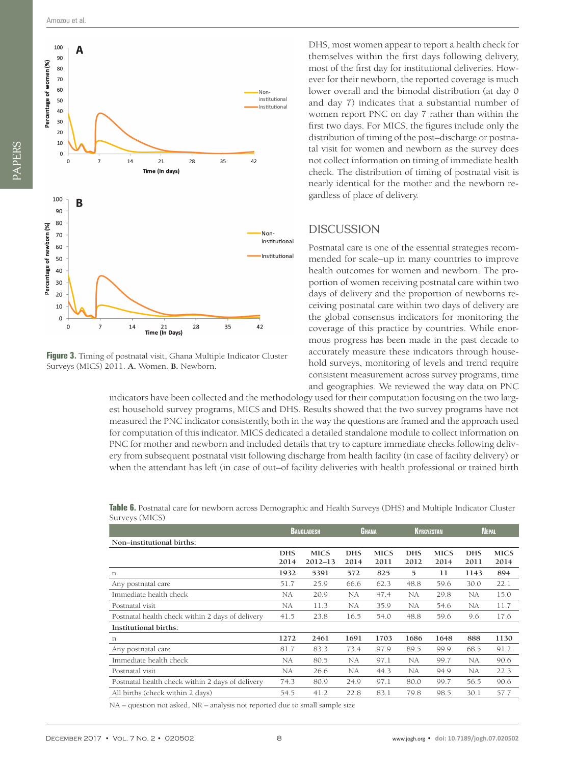A

100
90
80
70
60
50
40
30
20
10
0

Percentage of women (%)

Non-institutional

Institutional

0 7 14 21 28 35 42

Time (In days)

B

100
90
80
70
60
50
40
30
20
10
0

Percentage of newborn (%)

Non-Institutional

Institutional

0 7 14 21 28 35 42

Time (In Days)

**Figure 3.** Timing of postnatal visit, Ghana Multiple Indicator Cluster Surveys (MICS) 2011. **A.** Women. **B.** Newborn.

DHS, most women appear to report a health check for themselves within the first days following delivery, most of the first day for institutional deliveries. However for their newborn, the reported coverage is much lower overall and the bimodal distribution (at day 0 and day 7) indicates that a substantial number of women report PNC on day 7 rather than within the first two days. For MICS, the figures include only the distribution of timing of the post–discharge or postnatal visit for women and newborn as the survey does not collect information on timing of immediate health check. The distribution of timing of postnatal visit is nearly identical for the mother and the newborn regardless of place of delivery.

## DISCUSSION

Postnatal care is one of the essential strategies recommended for scale–up in many countries to improve health outcomes for women and newborn. The proportion of women receiving postnatal care within two days of delivery and the proportion of newborns receiving postnatal care within two days of delivery are the global consensus indicators for monitoring the coverage of this practice by countries. While enormous progress has been made in the past decade to accurately measure these indicators through household surveys, monitoring of levels and trend require consistent measurement across survey programs, time and geographies. We reviewed the way data on PNC indicators have been collected and the methodology used for their computation focusing on the two largest household survey programs, MICS and DHS. Results showed that the two survey programs have not measured the PNC indicator consistently, both in the way the questions are framed and the approach used for computation of this indicator. MICS dedicated a detailed standalone module to collect information on PNC for mother and newborn and included details that try to capture immediate checks following delivery from subsequent postnatal visit following discharge from health facility (in case of facility delivery) or when the attendant has left (in case of out–of facility deliveries with health professional or trained birth

**Table 6.** Postnatal care for newborn across Demographic and Health Surveys (DHS) and Multiple Indicator Cluster Surveys (MICS)

| | Bangladesh | | Ghana | | Kyrgyzstan | | Nepal | |
|---|---|---|---|---|---|---|---|---|
| **Non–institutional births:** | | | | | | | | |
| | DHS 2014 | MICS 2012–13 | DHS 2014 | MICS 2011 | DHS 2012 | MICS 2014 | DHS 2011 | MICS 2014 |
| n | **1932** | **5391** | **572** | **825** | **5** | **11** | **1143** | **894** |
| Any postnatal care | 51.7 | 25.9 | 66.6 | 62.3 | 48.8 | 59.6 | 30.0 | 22.1 |
| Immediate health check | NA | 20.9 | NA | 47.4 | NA | 29.8 | NA | 15.0 |
| Postnatal visit | NA | 11.3 | NA | 35.9 | NA | 54.6 | NA | 11.7 |
| Postnatal health check within 2 days of delivery | 41.5 | 23.8 | 16.5 | 54.0 | 48.8 | 59.6 | 9.6 | 17.6 |
| **Institutional births:** | | | | | | | | |
| n | **1272** | **2461** | **1691** | **1703** | **1686** | **1648** | **888** | **1130** |
| Any postnatal care | 81.7 | 83.3 | 73.4 | 97.9 | 89.5 | 99.9 | 68.5 | 91.2 |
| Immediate health check | NA | 80.5 | NA | 97.1 | NA | 99.7 | NA | 90.6 |
| Postnatal visit | NA | 26.6 | NA | 44.3 | NA | 94.9 | NA | 22.3 |
| Postnatal health check within 2 days of delivery | 74.3 | 80.9 | 24.9 | 97.1 | 80.0 | 99.7 | 56.5 | 90.6 |
| All births (check within 2 days) | 54.5 | 41.2 | 22.8 | 83.1 | 79.8 | 98.5 | 30.1 | 57.7 |

NA – question not asked, NR – analysis not reported due to small sample size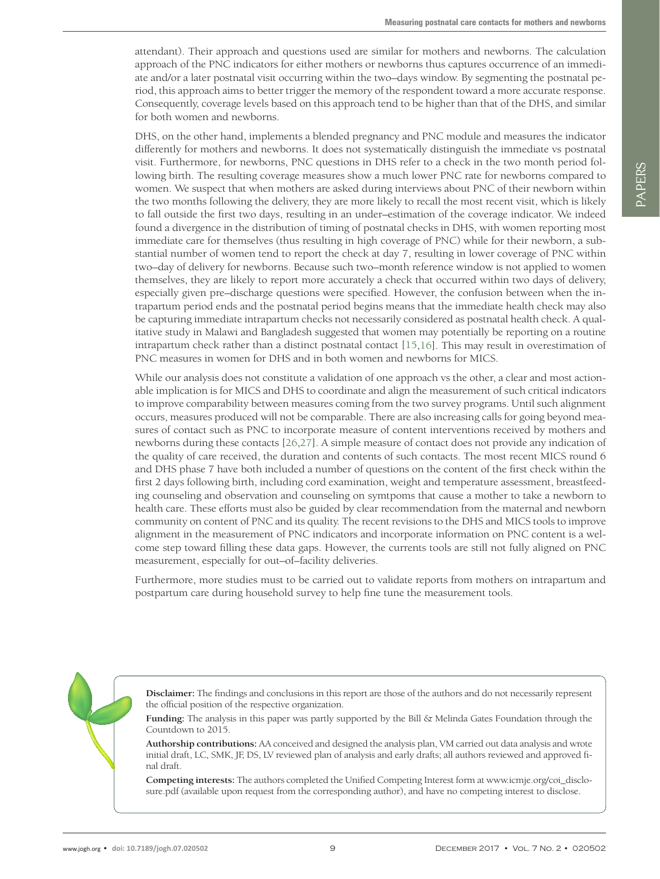attendant). Their approach and questions used are similar for mothers and newborns. The calculation approach of the PNC indicators for either mothers or newborns thus captures occurrence of an immediate and/or a later postnatal visit occurring within the two–days window. By segmenting the postnatal period, this approach aims to better trigger the memory of the respondent toward a more accurate response. Consequently, coverage levels based on this approach tend to be higher than that of the DHS, and similar for both women and newborns.

DHS, on the other hand, implements a blended pregnancy and PNC module and measures the indicator differently for mothers and newborns. It does not systematically distinguish the immediate vs postnatal visit. Furthermore, for newborns, PNC questions in DHS refer to a check in the two month period following birth. The resulting coverage measures show a much lower PNC rate for newborns compared to women. We suspect that when mothers are asked during interviews about PNC of their newborn within the two months following the delivery, they are more likely to recall the most recent visit, which is likely to fall outside the first two days, resulting in an under–estimation of the coverage indicator. We indeed found a divergence in the distribution of timing of postnatal checks in DHS, with women reporting most immediate care for themselves (thus resulting in high coverage of PNC) while for their newborn, a substantial number of women tend to report the check at day 7, resulting in lower coverage of PNC within two–day of delivery for newborns. Because such two–month reference window is not applied to women themselves, they are likely to report more accurately a check that occurred within two days of delivery, especially given pre–discharge questions were specified. However, the confusion between when the intrapartum period ends and the postnatal period begins means that the immediate health check may also be capturing immediate intrapartum checks not necessarily considered as postnatal health check. A qualitative study in Malawi and Bangladesh suggested that women may potentially be reporting on a routine intrapartum check rather than a distinct postnatal contact [15,16]. This may result in overestimation of PNC measures in women for DHS and in both women and newborns for MICS.

While our analysis does not constitute a validation of one approach vs the other, a clear and most actionable implication is for MICS and DHS to coordinate and align the measurement of such critical indicators to improve comparability between measures coming from the two survey programs. Until such alignment occurs, measures produced will not be comparable. There are also increasing calls for going beyond measures of contact such as PNC to incorporate measure of content interventions received by mothers and newborns during these contacts [26,27]. A simple measure of contact does not provide any indication of the quality of care received, the duration and contents of such contacts. The most recent MICS round 6 and DHS phase 7 have both included a number of questions on the content of the first check within the first 2 days following birth, including cord examination, weight and temperature assessment, breastfeeding counseling and observation and counseling on symtpoms that cause a mother to take a newborn to health care. These efforts must also be guided by clear recommendation from the maternal and newborn community on content of PNC and its quality. The recent revisions to the DHS and MICS tools to improve alignment in the measurement of PNC indicators and incorporate information on PNC content is a welcome step toward filling these data gaps. However, the currents tools are still not fully aligned on PNC measurement, especially for out–of–facility deliveries.

Furthermore, more studies must to be carried out to validate reports from mothers on intrapartum and postpartum care during household survey to help fine tune the measurement tools.

**Disclaimer:** The findings and conclusions in this report are those of the authors and do not necessarily represent the official position of the respective organization.

**Funding:** The analysis in this paper was partly supported by the Bill & Melinda Gates Foundation through the Countdown to 2015.

**Authorship contributions:** AA conceived and designed the analysis plan, VM carried out data analysis and wrote initial draft, LC, SMK, JF, DS, LV reviewed plan of analysis and early drafts; all authors reviewed and approved final draft.

**Competing interests:** The authors completed the Unified Competing Interest form at www.icmje.org/coi_disclosure.pdf (available upon request from the corresponding author), and have no competing interest to disclose.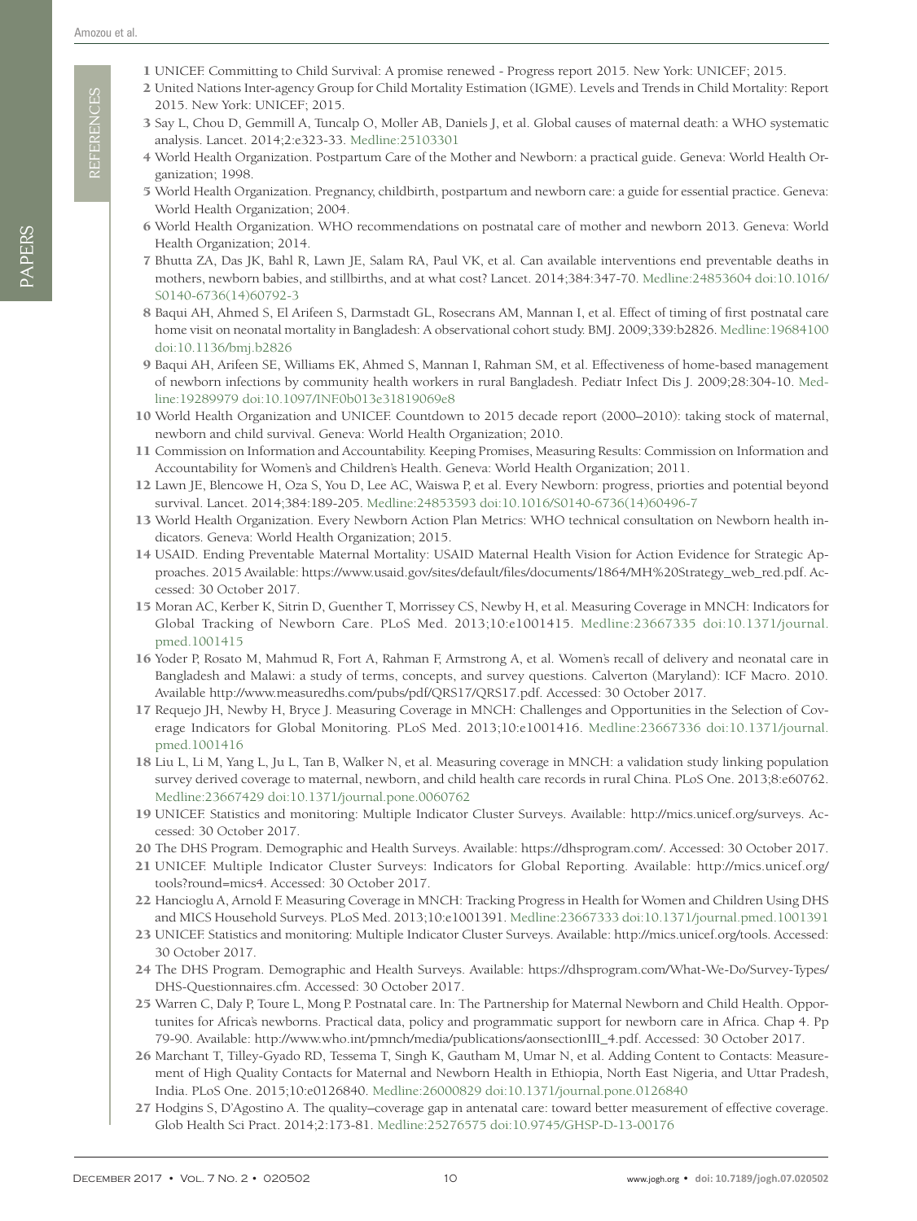## REFERENCES

1. UNICEF. Committing to Child Survival: A promise renewed - Progress report 2015. New York: UNICEF; 2015.
2. United Nations Inter-agency Group for Child Mortality Estimation (IGME). Levels and Trends in Child Mortality: Report 2015. New York: UNICEF; 2015.
3. Say L, Chou D, Gemmill A, Tuncalp O, Moller AB, Daniels J, et al. Global causes of maternal death: a WHO systematic analysis. Lancet. 2014;2:e323-33. Medline:25103301
4. World Health Organization. Postpartum Care of the Mother and Newborn: a practical guide. Geneva: World Health Organization; 1998.
5. World Health Organization. Pregnancy, childbirth, postpartum and newborn care: a guide for essential practice. Geneva: World Health Organization; 2004.
6. World Health Organization. WHO recommendations on postnatal care of mother and newborn 2013. Geneva: World Health Organization; 2014.
7. Bhutta ZA, Das JK, Bahl R, Lawn JE, Salam RA, Paul VK, et al. Can available interventions end preventable deaths in mothers, newborn babies, and stillbirths, and at what cost? Lancet. 2014;384:347-70. Medline:24853604 doi:10.1016/S0140-6736(14)60792-3
8. Baqui AH, Ahmed S, El Arifeen S, Darmstadt GL, Rosecrans AM, Mannan I, et al. Effect of timing of first postnatal care home visit on neonatal mortality in Bangladesh: A observational cohort study. BMJ. 2009;339:b2826. Medline:19684100 doi:10.1136/bmj.b2826
9. Baqui AH, Arifeen SE, Williams EK, Ahmed S, Mannan I, Rahman SM, et al. Effectiveness of home-based management of newborn infections by community health workers in rural Bangladesh. Pediatr Infect Dis J. 2009;28:304-10. Medline:19289979 doi:10.1097/INF.0b013e31819069e8
10. World Health Organization and UNICEF. Countdown to 2015 decade report (2000–2010): taking stock of maternal, newborn and child survival. Geneva: World Health Organization; 2010.
11. Commission on Information and Accountability. Keeping Promises, Measuring Results: Commission on Information and Accountability for Women's and Children's Health. Geneva: World Health Organization; 2011.
12. Lawn JE, Blencowe H, Oza S, You D, Lee AC, Waiswa P, et al. Every Newborn: progress, priorties and potential beyond survival. Lancet. 2014;384:189-205. Medline:24853593 doi:10.1016/S0140-6736(14)60496-7
13. World Health Organization. Every Newborn Action Plan Metrics: WHO technical consultation on Newborn health indicators. Geneva: World Health Organization; 2015.
14. USAID. Ending Preventable Maternal Mortality: USAID Maternal Health Vision for Action Evidence for Strategic Approaches. 2015 Available: https://www.usaid.gov/sites/default/files/documents/1864/MH%20Strategy_web_red.pdf. Accessed: 30 October 2017.
15. Moran AC, Kerber K, Sitrin D, Guenther T, Morrissey CS, Newby H, et al. Measuring Coverage in MNCH: Indicators for Global Tracking of Newborn Care. PLoS Med. 2013;10:e1001415. Medline:23667335 doi:10.1371/journal.pmed.1001415
16. Yoder P, Rosato M, Mahmud R, Fort A, Rahman F, Armstrong A, et al. Women's recall of delivery and neonatal care in Bangladesh and Malawi: a study of terms, concepts, and survey questions. Calverton (Maryland): ICF Macro. 2010. Available http://www.measuredhs.com/pubs/pdf/QRS17/QRS17.pdf. Accessed: 30 October 2017.
17. Requejo JH, Newby H, Bryce J. Measuring Coverage in MNCH: Challenges and Opportunities in the Selection of Coverage Indicators for Global Monitoring. PLoS Med. 2013;10:e1001416. Medline:23667336 doi:10.1371/journal.pmed.1001416
18. Liu L, Li M, Yang L, Ju L, Tan B, Walker N, et al. Measuring coverage in MNCH: a validation study linking population survey derived coverage to maternal, newborn, and child health care records in rural China. PLoS One. 2013;8:e60762. Medline:23667429 doi:10.1371/journal.pone.0060762
19. UNICEF. Statistics and monitoring: Multiple Indicator Cluster Surveys. Available: http://mics.unicef.org/surveys. Accessed: 30 October 2017.
20. The DHS Program. Demographic and Health Surveys. Available: https://dhsprogram.com/. Accessed: 30 October 2017.
21. UNICEF. Multiple Indicator Cluster Surveys: Indicators for Global Reporting. Available: http://mics.unicef.org/tools?round=mics4. Accessed: 30 October 2017.
22. Hancioglu A, Arnold F. Measuring Coverage in MNCH: Tracking Progress in Health for Women and Children Using DHS and MICS Household Surveys. PLoS Med. 2013;10:e1001391. Medline:23667333 doi:10.1371/journal.pmed.1001391
23. UNICEF. Statistics and monitoring: Multiple Indicator Cluster Surveys. Available: http://mics.unicef.org/tools. Accessed: 30 October 2017.
24. The DHS Program. Demographic and Health Surveys. Available: https://dhsprogram.com/What-We-Do/Survey-Types/DHS-Questionnaires.cfm. Accessed: 30 October 2017.
25. Warren C, Daly P, Toure L, Mong P. Postnatal care. In: The Partnership for Maternal Newborn and Child Health. Opportunites for Africa's newborns. Practical data, policy and programmatic support for newborn care in Africa. Chap 4. Pp 79-90. Available: http://www.who.int/pmnch/media/publications/aonsectionIII_4.pdf. Accessed: 30 October 2017.
26. Marchant T, Tilley-Gyado RD, Tessema T, Singh K, Gautham M, Umar N, et al. Adding Content to Contacts: Measurement of High Quality Contacts for Maternal and Newborn Health in Ethiopia, North East Nigeria, and Uttar Pradesh, India. PLoS One. 2015;10:e0126840. Medline:26000829 doi:10.1371/journal.pone.0126840
27. Hodgins S, D'Agostino A. The quality–coverage gap in antenatal care: toward better measurement of effective coverage. Glob Health Sci Pract. 2014;2:173-81. Medline:25276575 doi:10.9745/GHSP-D-13-00176